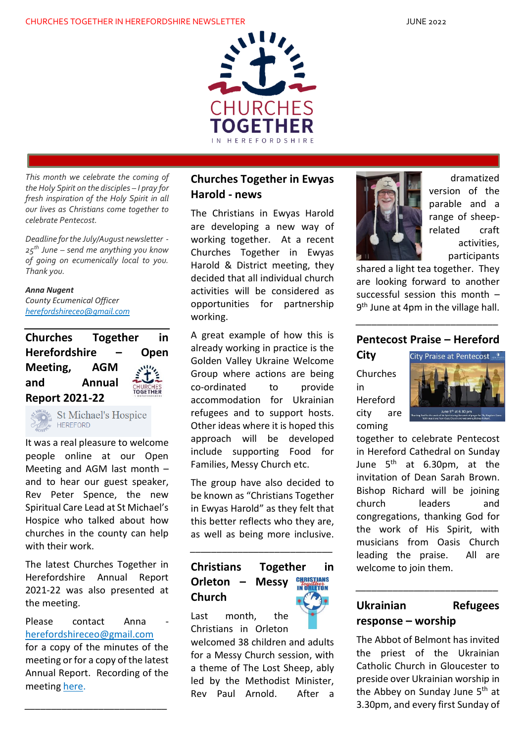CHURCHES TOGETHER IN HEREFORDSHIRE NEWSLETTER

JUNE 2022

# CHURCHES TOGETHER IN HEREFORDSHIRE

*This month we celebrate the coming of the Holy Spirit on the disciples – I pray for fresh inspiration of the Holy Spirit in all our lives as Christians come together to celebrate Pentecost.*

*Deadline for the July/August newsletter - 25th June – send me anything you know of going on ecumenically local to you. Thank you.*

***Anna Nugent***
*County Ecumenical Officer*
*herefordshireceo@gmail.com*

## Churches Together in Herefordshire – Open Meeting, AGM and Annual Report 2021-22

St Michael's Hospice HEREFORD

It was a real pleasure to welcome people online at our Open Meeting and AGM last month – and to hear our guest speaker, Rev Peter Spence, the new Spiritual Care Lead at St Michael's Hospice who talked about how churches in the county can help with their work.

The latest Churches Together in Herefordshire Annual Report 2021-22 was also presented at the meeting.

Please contact Anna - herefordshireceo@gmail.com for a copy of the minutes of the meeting or for a copy of the latest Annual Report. Recording of the meeting here.

---

## Churches Together in Ewyas Harold - news

The Christians in Ewyas Harold are developing a new way of working together. At a recent Churches Together in Ewyas Harold & District meeting, they decided that all individual church activities will be considered as opportunities for partnership working.

A great example of how this is already working in practice is the Golden Valley Ukraine Welcome Group where actions are being co-ordinated to provide accommodation for Ukrainian refugees and to support hosts. Other ideas where it is hoped this approach will be developed include supporting Food for Families, Messy Church etc.

The group have also decided to be known as "Christians Together in Ewyas Harold" as they felt that this better reflects who they are, as well as being more inclusive.

---

## Christians Together in Orleton – Messy Church

Last month, the Christians in Orleton welcomed 38 children and adults for a Messy Church session, with a theme of The Lost Sheep, ably led by the Methodist Minister, Rev Paul Arnold. After a dramatized version of the parable and a range of sheep-related craft activities, participants shared a light tea together. They are looking forward to another successful session this month – 9th June at 4pm in the village hall.

---

## Pentecost Praise – Hereford City

Churches in Hereford city are coming together to celebrate Pentecost in Hereford Cathedral on Sunday June 5th at 6.30pm, at the invitation of Dean Sarah Brown. Bishop Richard will be joining church leaders and congregations, thanking God for the work of His Spirit, with musicians from Oasis Church leading the praise. All are welcome to join them.

---

## Ukrainian Refugees response – worship

The Abbot of Belmont has invited the priest of the Ukrainian Catholic Church in Gloucester to preside over Ukrainian worship in the Abbey on Sunday June 5th at 3.30pm, and every first Sunday of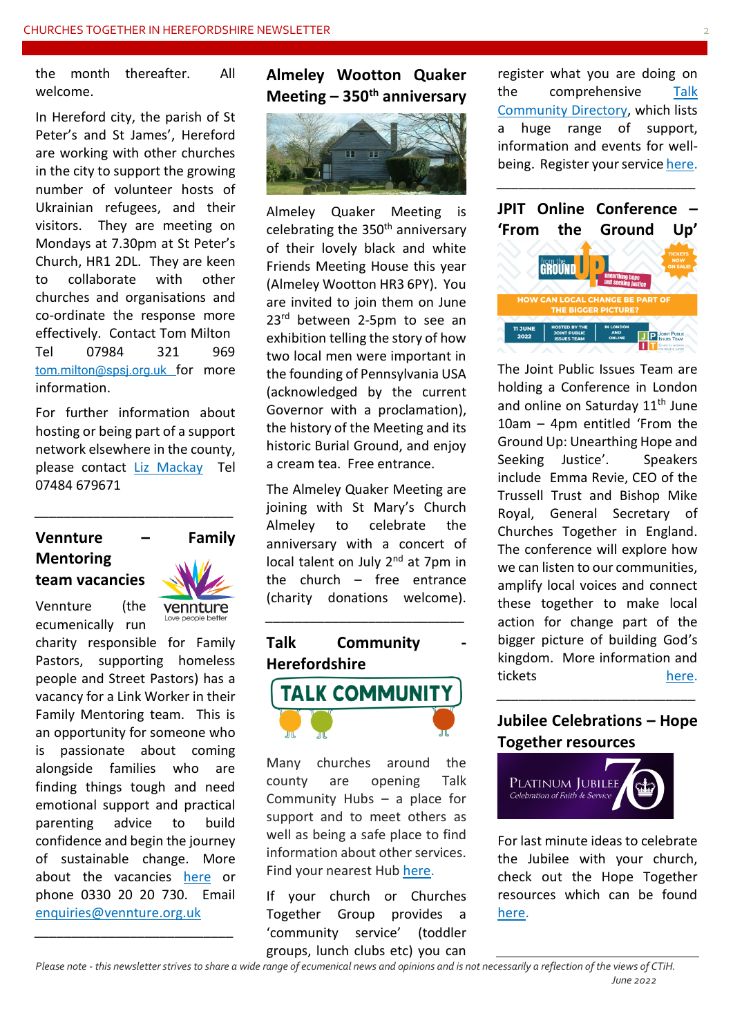the month thereafter. All welcome.

In Hereford city, the parish of St Peter's and St James', Hereford are working with other churches in the city to support the growing number of volunteer hosts of Ukrainian refugees, and their visitors. They are meeting on Mondays at 7.30pm at St Peter's Church, HR1 2DL. They are keen to collaborate with other churches and organisations and co-ordinate the response more effectively. Contact Tom Milton Tel 07984 321 969 tom.milton@spsj.org.uk for more information.

For further information about hosting or being part of a support network elsewhere in the county, please contact Liz Mackay Tel 07484 679671

---

## Vennture – Family Mentoring team vacancies

Vennture (the ecumenically run charity responsible for Family Pastors, supporting homeless people and Street Pastors) has a vacancy for a Link Worker in their Family Mentoring team. This is an opportunity for someone who is passionate about coming alongside families who are finding things tough and need emotional support and practical parenting advice to build confidence and begin the journey of sustainable change. More about the vacancies here or phone 0330 20 20 730. Email enquiries@vennture.org.uk

---

## Almeley Wootton Quaker Meeting – 350th anniversary

Almeley Quaker Meeting is celebrating the 350th anniversary of their lovely black and white Friends Meeting House this year (Almeley Wootton HR3 6PY). You are invited to join them on June 23rd between 2-5pm to see an exhibition telling the story of how two local men were important in the founding of Pennsylvania USA (acknowledged by the current Governor with a proclamation), the history of the Meeting and its historic Burial Ground, and enjoy a cream tea. Free entrance.

The Almeley Quaker Meeting are joining with St Mary's Church Almeley to celebrate the anniversary with a concert of local talent on July 2nd at 7pm in the church – free entrance (charity donations welcome).

---

## Talk Community - Herefordshire

Many churches around the county are opening Talk Community Hubs – a place for support and to meet others as well as being a safe place to find information about other services. Find your nearest Hub here.

If your church or Churches Together Group provides a 'community service' (toddler groups, lunch clubs etc) you can register what you are doing on the comprehensive Talk Community Directory, which lists a huge range of support, information and events for well-being. Register your service here.

---

## JPIT Online Conference – 'From the Ground Up'

The Joint Public Issues Team are holding a Conference in London and online on Saturday 11th June 10am – 4pm entitled 'From the Ground Up: Unearthing Hope and Seeking Justice'. Speakers include Emma Revie, CEO of the Trussell Trust and Bishop Mike Royal, General Secretary of Churches Together in England. The conference will explore how we can listen to our communities, amplify local voices and connect these together to make local action for change part of the bigger picture of building God's kingdom. More information and tickets here.

---

## Jubilee Celebrations – Hope Together resources

For last minute ideas to celebrate the Jubilee with your church, check out the Hope Together resources which can be found here.

*Please note - this newsletter strives to share a wide range of ecumenical news and opinions and is not necessarily a reflection of the views of CTiH.*

*June 2022*